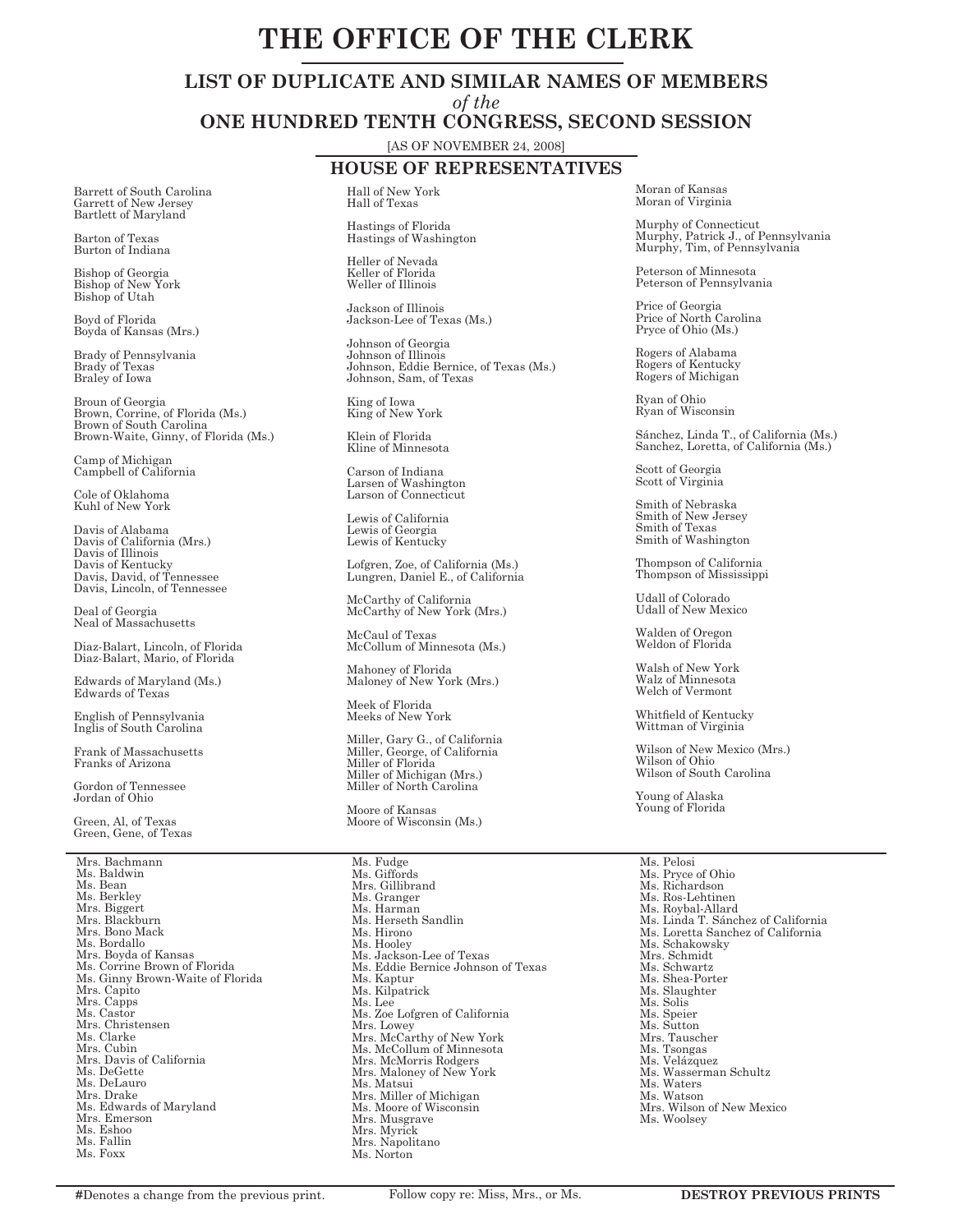# THE OFFICE OF THE CLERK

## LIST OF DUPLICATE AND SIMILAR NAMES OF MEMBERS

*of the*

## ONE HUNDRED TENTH CONGRESS, SECOND SESSION

[AS OF NOVEMBER 24, 2008]

### HOUSE OF REPRESENTATIVES

Barrett of South Carolina
Garrett of New Jersey
Bartlett of Maryland

Barton of Texas
Burton of Indiana

Bishop of Georgia
Bishop of New York
Bishop of Utah

Boyd of Florida
Boyda of Kansas (Mrs.)

Brady of Pennsylvania
Brady of Texas
Braley of Iowa

Broun of Georgia
Brown, Corrine, of Florida (Ms.)
Brown of South Carolina
Brown-Waite, Ginny, of Florida (Ms.)

Camp of Michigan
Campbell of California

Cole of Oklahoma
Kuhl of New York

Davis of Alabama
Davis of California (Mrs.)
Davis of Illinois
Davis of Kentucky
Davis, David, of Tennessee
Davis, Lincoln, of Tennessee

Deal of Georgia
Neal of Massachusetts

Diaz-Balart, Lincoln, of Florida
Diaz-Balart, Mario, of Florida

Edwards of Maryland (Ms.)
Edwards of Texas

English of Pennsylvania
Inglis of South Carolina

Frank of Massachusetts
Franks of Arizona

Gordon of Tennessee
Jordan of Ohio

Green, Al, of Texas
Green, Gene, of Texas

Hall of New York
Hall of Texas

Hastings of Florida
Hastings of Washington

Heller of Nevada
Keller of Florida
Weller of Illinois

Jackson of Illinois
Jackson-Lee of Texas (Ms.)

Johnson of Georgia
Johnson of Illinois
Johnson, Eddie Bernice, of Texas (Ms.)
Johnson, Sam, of Texas

King of Iowa
King of New York

Klein of Florida
Kline of Minnesota

Carson of Indiana
Larsen of Washington
Larson of Connecticut

Lewis of California
Lewis of Georgia
Lewis of Kentucky

Lofgren, Zoe, of California (Ms.)
Lungren, Daniel E., of California

McCarthy of California
McCarthy of New York (Mrs.)

McCaul of Texas
McCollum of Minnesota (Ms.)

Mahoney of Florida
Maloney of New York (Mrs.)

Meek of Florida
Meeks of New York

Miller, Gary G., of California
Miller, George, of California
Miller of Florida
Miller of Michigan (Mrs.)
Miller of North Carolina

Moore of Kansas
Moore of Wisconsin (Ms.)

Moran of Kansas
Moran of Virginia

Murphy of Connecticut
Murphy, Patrick J., of Pennsylvania
Murphy, Tim, of Pennsylvania

Peterson of Minnesota
Peterson of Pennsylvania

Price of Georgia
Price of North Carolina
Pryce of Ohio (Ms.)

Rogers of Alabama
Rogers of Kentucky
Rogers of Michigan

Ryan of Ohio
Ryan of Wisconsin

Sánchez, Linda T., of California (Ms.)
Sanchez, Loretta, of California (Ms.)

Scott of Georgia
Scott of Virginia

Smith of Nebraska
Smith of New Jersey
Smith of Texas
Smith of Washington

Thompson of California
Thompson of Mississippi

Udall of Colorado
Udall of New Mexico

Walden of Oregon
Weldon of Florida

Walsh of New York
Walz of Minnesota
Welch of Vermont

Whitfield of Kentucky
Wittman of Virginia

Wilson of New Mexico (Mrs.)
Wilson of Ohio
Wilson of South Carolina

Young of Alaska
Young of Florida

---

Mrs. Bachmann
Ms. Baldwin
Ms. Bean
Ms. Berkley
Mrs. Biggert
Mrs. Blackburn
Mrs. Bono Mack
Ms. Bordallo
Mrs. Boyda of Kansas
Ms. Corrine Brown of Florida
Ms. Ginny Brown-Waite of Florida
Mrs. Capito
Mrs. Capps
Ms. Castor
Mrs. Christensen
Ms. Clarke
Mrs. Cubin
Mrs. Davis of California
Ms. DeGette
Ms. DeLauro
Mrs. Drake
Ms. Edwards of Maryland
Mrs. Emerson
Ms. Eshoo
Ms. Fallin
Ms. Foxx
Ms. Fudge
Ms. Giffords
Mrs. Gillibrand
Ms. Granger
Ms. Harman
Ms. Herseth Sandlin
Ms. Hirono
Ms. Hooley
Ms. Jackson-Lee of Texas
Ms. Eddie Bernice Johnson of Texas
Ms. Kaptur
Ms. Kilpatrick
Ms. Lee
Ms. Zoe Lofgren of California
Mrs. Lowey
Mrs. McCarthy of New York
Ms. McCollum of Minnesota
Mrs. McMorris Rodgers
Mrs. Maloney of New York
Ms. Matsui
Mrs. Miller of Michigan
Ms. Moore of Wisconsin
Mrs. Musgrave
Mrs. Myrick
Mrs. Napolitano
Ms. Norton
Ms. Pelosi
Ms. Pryce of Ohio
Ms. Richardson
Ms. Ros-Lehtinen
Ms. Roybal-Allard
Ms. Linda T. Sánchez of California
Ms. Loretta Sanchez of California
Ms. Schakowsky
Mrs. Schmidt
Ms. Schwartz
Ms. Shea-Porter
Ms. Slaughter
Ms. Solis
Ms. Speier
Ms. Sutton
Mrs. Tauscher
Ms. Tsongas
Ms. Velázquez
Ms. Wasserman Schultz
Ms. Waters
Ms. Watson
Mrs. Wilson of New Mexico
Ms. Woolsey

---

#Denotes a change from the previous print. Follow copy re: Miss, Mrs., or Ms. **DESTROY PREVIOUS PRINTS**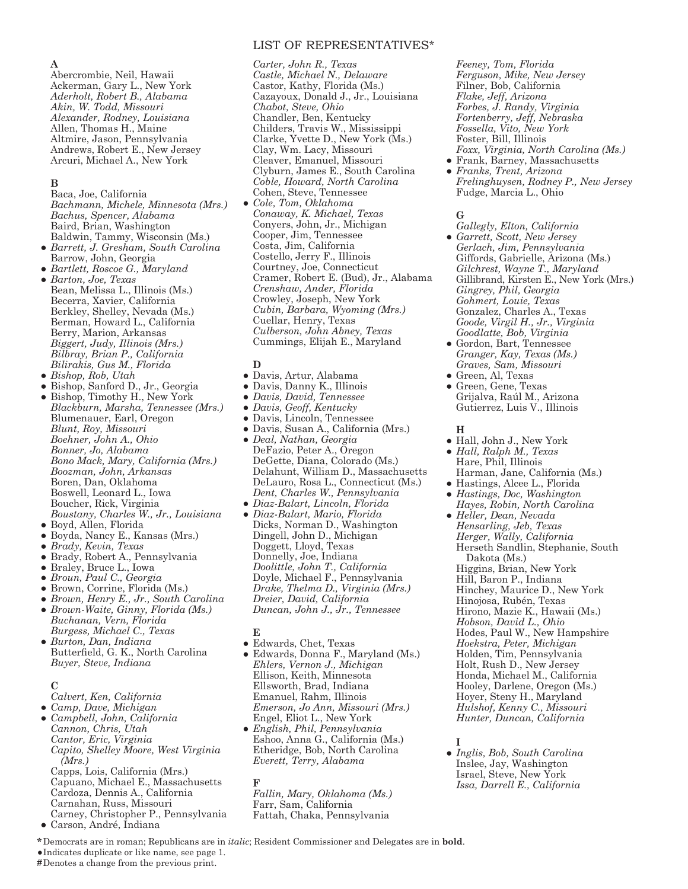# LIST OF REPRESENTATIVES*

## A

Abercrombie, Neil, Hawaii
Ackerman, Gary L., New York
*Aderholt, Robert B., Alabama*
*Akin, W. Todd, Missouri*
*Alexander, Rodney, Louisiana*
Allen, Thomas H., Maine
Altmire, Jason, Pennsylvania
Andrews, Robert E., New Jersey
Arcuri, Michael A., New York

## B

Baca, Joe, California
*Bachmann, Michele, Minnesota (Mrs.)*
*Bachus, Spencer, Alabama*
Baird, Brian, Washington
Baldwin, Tammy, Wisconsin (Ms.)
● *Barrett, J. Gresham, South Carolina*
Barrow, John, Georgia
● *Bartlett, Roscoe G., Maryland*
● *Barton, Joe, Texas*
Bean, Melissa L., Illinois (Ms.)
Becerra, Xavier, California
Berkley, Shelley, Nevada (Ms.)
Berman, Howard L., California
Berry, Marion, Arkansas
*Biggert, Judy, Illinois (Mrs.)*
*Bilbray, Brian P., California*
*Bilirakis, Gus M., Florida*
● *Bishop, Rob, Utah*
● Bishop, Sanford D., Jr., Georgia
● Bishop, Timothy H., New York
*Blackburn, Marsha, Tennessee (Mrs.)*
Blumenauer, Earl, Oregon
*Blunt, Roy, Missouri*
*Boehner, John A., Ohio*
*Bonner, Jo, Alabama*
*Bono Mack, Mary, California (Mrs.)*
*Boozman, John, Arkansas*
Boren, Dan, Oklahoma
Boswell, Leonard L., Iowa
Boucher, Rick, Virginia
*Boustany, Charles W., Jr., Louisiana*
● Boyd, Allen, Florida
● Boyda, Nancy E., Kansas (Mrs.)
● *Brady, Kevin, Texas*
● Brady, Robert A., Pennsylvania
● Braley, Bruce L., Iowa
● *Broun, Paul C., Georgia*
● Brown, Corrine, Florida (Ms.)
● *Brown, Henry E., Jr., South Carolina*
● *Brown-Waite, Ginny, Florida (Ms.)*
*Buchanan, Vern, Florida*
*Burgess, Michael C., Texas*
● *Burton, Dan, Indiana*
Butterfield, G. K., North Carolina
*Buyer, Steve, Indiana*

## C

*Calvert, Ken, California*
● *Camp, Dave, Michigan*
● *Campbell, John, California*
*Cannon, Chris, Utah*
*Cantor, Eric, Virginia*
*Capito, Shelley Moore, West Virginia (Mrs.)*
Capps, Lois, California (Mrs.)
Capuano, Michael E., Massachusetts
Cardoza, Dennis A., California
Carnahan, Russ, Missouri
Carney, Christopher P., Pennsylvania
● Carson, André, Indiana
*Carter, John R., Texas*
*Castle, Michael N., Delaware*
Castor, Kathy, Florida (Ms.)
Cazayoux, Donald J., Jr., Louisiana
*Chabot, Steve, Ohio*
Chandler, Ben, Kentucky
Childers, Travis W., Mississippi
Clarke, Yvette D., New York (Ms.)
Clay, Wm. Lacy, Missouri
Cleaver, Emanuel, Missouri
Clyburn, James E., South Carolina
*Coble, Howard, North Carolina*
Cohen, Steve, Tennessee
● *Cole, Tom, Oklahoma*
*Conaway, K. Michael, Texas*
Conyers, John, Jr., Michigan
Cooper, Jim, Tennessee
Costa, Jim, California
Costello, Jerry F., Illinois
Courtney, Joe, Connecticut
Cramer, Robert E. (Bud), Jr., Alabama
*Crenshaw, Ander, Florida*
Crowley, Joseph, New York
*Cubin, Barbara, Wyoming (Mrs.)*
Cuellar, Henry, Texas
*Culberson, John Abney, Texas*
Cummings, Elijah E., Maryland

## D

● Davis, Artur, Alabama
● Davis, Danny K., Illinois
● *Davis, David, Tennessee*
● *Davis, Geoff, Kentucky*
● Davis, Lincoln, Tennessee
● Davis, Susan A., California (Mrs.)
● *Deal, Nathan, Georgia*
DeFazio, Peter A., Oregon
DeGette, Diana, Colorado (Ms.)
Delahunt, William D., Massachusetts
DeLauro, Rosa L., Connecticut (Ms.)
*Dent, Charles W., Pennsylvania*
● *Diaz-Balart, Lincoln, Florida*
● *Diaz-Balart, Mario, Florida*
Dicks, Norman D., Washington
Dingell, John D., Michigan
Doggett, Lloyd, Texas
Donnelly, Joe, Indiana
*Doolittle, John T., California*
Doyle, Michael F., Pennsylvania
*Drake, Thelma D., Virginia (Mrs.)*
*Dreier, David, California*
*Duncan, John J., Jr., Tennessee*

## E

● Edwards, Chet, Texas
● Edwards, Donna F., Maryland (Ms.)
*Ehlers, Vernon J., Michigan*
Ellison, Keith, Minnesota
Ellsworth, Brad, Indiana
Emanuel, Rahm, Illinois
*Emerson, Jo Ann, Missouri (Mrs.)*
Engel, Eliot L., New York
● *English, Phil, Pennsylvania*
Eshoo, Anna G., California (Ms.)
Etheridge, Bob, North Carolina
*Everett, Terry, Alabama*

## F

*Fallin, Mary, Oklahoma (Ms.)*
Farr, Sam, California
Fattah, Chaka, Pennsylvania
*Feeney, Tom, Florida*
*Ferguson, Mike, New Jersey*
Filner, Bob, California
*Flake, Jeff, Arizona*
*Forbes, J. Randy, Virginia*
*Fortenberry, Jeff, Nebraska*
*Fossella, Vito, New York*
Foster, Bill, Illinois
*Foxx, Virginia, North Carolina (Ms.)*
● Frank, Barney, Massachusetts
● *Franks, Trent, Arizona*
*Frelinghuysen, Rodney P., New Jersey*
Fudge, Marcia L., Ohio

## G

*Gallegly, Elton, California*
● *Garrett, Scott, New Jersey*
*Gerlach, Jim, Pennsylvania*
Giffords, Gabrielle, Arizona (Ms.)
*Gilchrest, Wayne T., Maryland*
Gillibrand, Kirsten E., New York (Mrs.)
*Gingrey, Phil, Georgia*
*Gohmert, Louie, Texas*
Gonzalez, Charles A., Texas
*Goode, Virgil H., Jr., Virginia*
*Goodlatte, Bob, Virginia*
● Gordon, Bart, Tennessee
*Granger, Kay, Texas (Ms.)*
*Graves, Sam, Missouri*
● Green, Al, Texas
● Green, Gene, Texas
Grijalva, Raúl M., Arizona
Gutierrez, Luis V., Illinois

## H

● Hall, John J., New York
● *Hall, Ralph M., Texas*
Hare, Phil, Illinois
Harman, Jane, California (Ms.)
● Hastings, Alcee L., Florida
● *Hastings, Doc, Washington*
*Hayes, Robin, North Carolina*
● *Heller, Dean, Nevada*
*Hensarling, Jeb, Texas*
*Herger, Wally, California*
Herseth Sandlin, Stephanie, South Dakota (Ms.)
Higgins, Brian, New York
Hill, Baron P., Indiana
Hinchey, Maurice D., New York
Hinojosa, Rubén, Texas
Hirono, Mazie K., Hawaii (Ms.)
*Hobson, David L., Ohio*
Hodes, Paul W., New Hampshire
*Hoekstra, Peter, Michigan*
Holden, Tim, Pennsylvania
Holt, Rush D., New Jersey
Honda, Michael M., California
Hooley, Darlene, Oregon (Ms.)
Hoyer, Steny H., Maryland
*Hulshof, Kenny C., Missouri*
*Hunter, Duncan, California*

## I

● *Inglis, Bob, South Carolina*
Inslee, Jay, Washington
Israel, Steve, New York
*Issa, Darrell E., California*

---

*Democrats are in roman; Republicans are in *italic*; Resident Commissioner and Delegates are in **bold**.
●Indicates duplicate or like name, see page 1.
#Denotes a change from the previous print.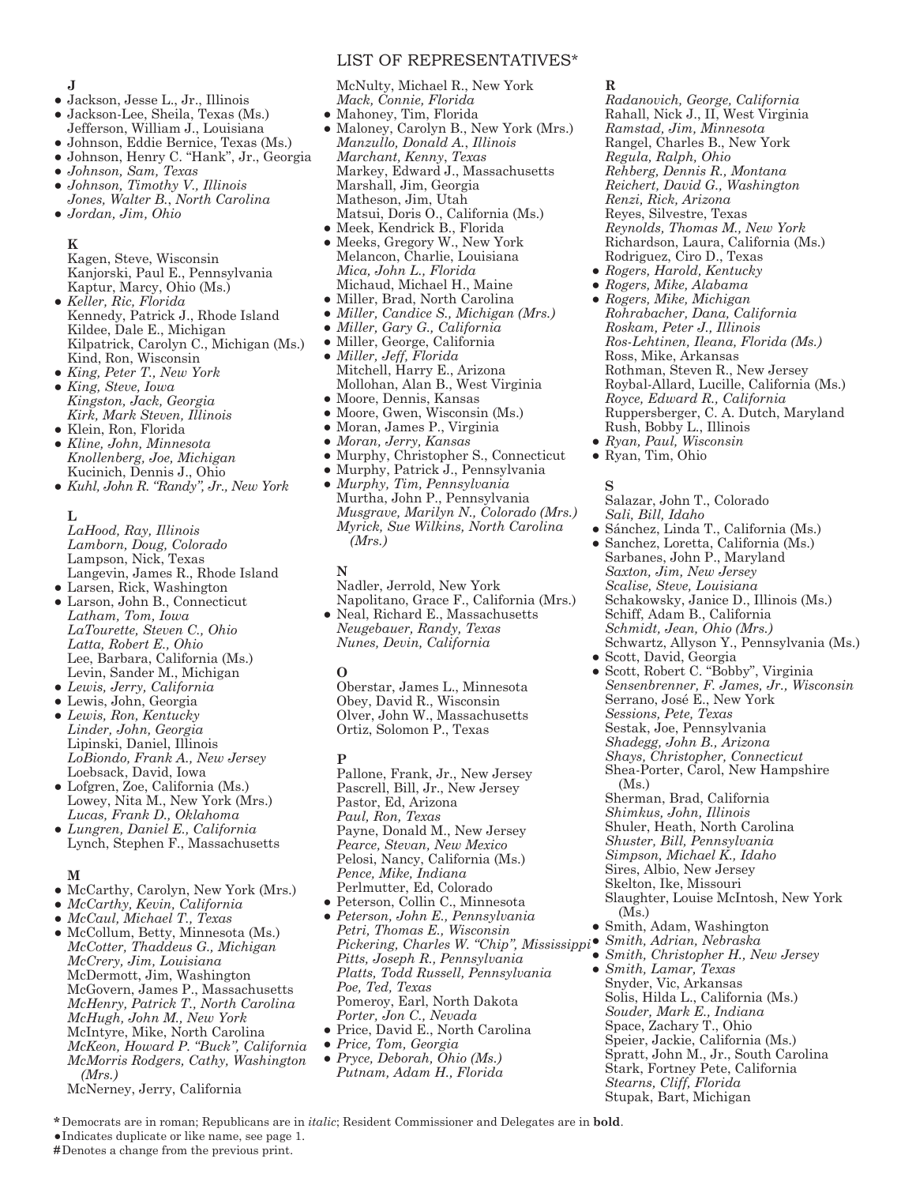# LIST OF REPRESENTATIVES*

**J**

- ● Jackson, Jesse L., Jr., Illinois
- ● Jackson-Lee, Sheila, Texas (Ms.)
- Jefferson, William J., Louisiana
- ● Johnson, Eddie Bernice, Texas (Ms.)
- ● Johnson, Henry C. "Hank", Jr., Georgia
- ● *Johnson, Sam, Texas*
- ● *Johnson, Timothy V., Illinois*
- *Jones, Walter B., North Carolina*
- ● *Jordan, Jim, Ohio*

**K**

- Kagen, Steve, Wisconsin
- Kanjorski, Paul E., Pennsylvania
- Kaptur, Marcy, Ohio (Ms.)
- ● *Keller, Ric, Florida*
- Kennedy, Patrick J., Rhode Island
- Kildee, Dale E., Michigan
- Kilpatrick, Carolyn C., Michigan (Ms.)
- Kind, Ron, Wisconsin
- ● *King, Peter T., New York*
- ● *King, Steve, Iowa*
- *Kingston, Jack, Georgia*
- *Kirk, Mark Steven, Illinois*
- ● Klein, Ron, Florida
- ● *Kline, John, Minnesota*
- *Knollenberg, Joe, Michigan*
- Kucinich, Dennis J., Ohio
- ● *Kuhl, John R. "Randy", Jr., New York*

**L**

- *LaHood, Ray, Illinois*
- *Lamborn, Doug, Colorado*
- Lampson, Nick, Texas
- Langevin, James R., Rhode Island
- ● Larsen, Rick, Washington
- ● Larson, John B., Connecticut
- *Latham, Tom, Iowa*
- *LaTourette, Steven C., Ohio*
- *Latta, Robert E., Ohio*
- Lee, Barbara, California (Ms.)
- Levin, Sander M., Michigan
- ● *Lewis, Jerry, California*
- ● Lewis, John, Georgia
- ● *Lewis, Ron, Kentucky*
- *Linder, John, Georgia*
- Lipinski, Daniel, Illinois
- *LoBiondo, Frank A., New Jersey*
- Loebsack, David, Iowa
- ● Lofgren, Zoe, California (Ms.)
- Lowey, Nita M., New York (Mrs.)
- *Lucas, Frank D., Oklahoma*
- ● *Lungren, Daniel E., California*
- Lynch, Stephen F., Massachusetts

**M**

- ● McCarthy, Carolyn, New York (Mrs.)
- ● *McCarthy, Kevin, California*
- ● *McCaul, Michael T., Texas*
- ● McCollum, Betty, Minnesota (Ms.)
- *McCotter, Thaddeus G., Michigan*
- *McCrery, Jim, Louisiana*
- McDermott, Jim, Washington
- McGovern, James P., Massachusetts
- *McHenry, Patrick T., North Carolina*
- *McHugh, John M., New York*
- McIntyre, Mike, North Carolina
- *McKeon, Howard P. "Buck", California*
- *McMorris Rodgers, Cathy, Washington (Mrs.)*
- McNerney, Jerry, California
- McNulty, Michael R., New York
- *Mack, Connie, Florida*
- ● Mahoney, Tim, Florida
- ● Maloney, Carolyn B., New York (Mrs.)
- *Manzullo, Donald A., Illinois*
- *Marchant, Kenny, Texas*
- Markey, Edward J., Massachusetts
- Marshall, Jim, Georgia
- Matheson, Jim, Utah
- Matsui, Doris O., California (Ms.)
- ● Meek, Kendrick B., Florida
- ● Meeks, Gregory W., New York
- Melancon, Charlie, Louisiana
- *Mica, John L., Florida*
- Michaud, Michael H., Maine
- ● Miller, Brad, North Carolina
- ● *Miller, Candice S., Michigan (Mrs.)*
- ● *Miller, Gary G., California*
- ● Miller, George, California
- ● *Miller, Jeff, Florida*
- Mitchell, Harry E., Arizona
- Mollohan, Alan B., West Virginia
- ● Moore, Dennis, Kansas
- ● Moore, Gwen, Wisconsin (Ms.)
- ● Moran, James P., Virginia
- ● *Moran, Jerry, Kansas*
- ● Murphy, Christopher S., Connecticut
- ● Murphy, Patrick J., Pennsylvania
- ● *Murphy, Tim, Pennsylvania*
- Murtha, John P., Pennsylvania
- *Musgrave, Marilyn N., Colorado (Mrs.)*
- *Myrick, Sue Wilkins, North Carolina (Mrs.)*

**N**

- Nadler, Jerrold, New York
- Napolitano, Grace F., California (Mrs.)
- ● Neal, Richard E., Massachusetts
- *Neugebauer, Randy, Texas*
- *Nunes, Devin, California*

**O**

- Oberstar, James L., Minnesota
- Obey, David R., Wisconsin
- Olver, John W., Massachusetts
- Ortiz, Solomon P., Texas

**P**

- Pallone, Frank, Jr., New Jersey
- Pascrell, Bill, Jr., New Jersey
- Pastor, Ed, Arizona
- *Paul, Ron, Texas*
- Payne, Donald M., New Jersey
- *Pearce, Stevan, New Mexico*
- Pelosi, Nancy, California (Ms.)
- *Pence, Mike, Indiana*
- Perlmutter, Ed, Colorado
- ● Peterson, Collin C., Minnesota
- ● *Peterson, John E., Pennsylvania*
- *Petri, Thomas E., Wisconsin*
- *Pickering, Charles W. "Chip", Mississippi*
- *Pitts, Joseph R., Pennsylvania*
- *Platts, Todd Russell, Pennsylvania*
- *Poe, Ted, Texas*
- Pomeroy, Earl, North Dakota
- *Porter, Jon C., Nevada*
- ● Price, David E., North Carolina
- ● *Price, Tom, Georgia*
- ● *Pryce, Deborah, Ohio (Ms.)*
- *Putnam, Adam H., Florida*

**R**

- *Radanovich, George, California*
- Rahall, Nick J., II, West Virginia
- *Ramstad, Jim, Minnesota*
- Rangel, Charles B., New York
- *Regula, Ralph, Ohio*
- *Rehberg, Dennis R., Montana*
- *Reichert, David G., Washington*
- *Renzi, Rick, Arizona*
- Reyes, Silvestre, Texas
- *Reynolds, Thomas M., New York*
- Richardson, Laura, California (Ms.)
- Rodriguez, Ciro D., Texas
- ● *Rogers, Harold, Kentucky*
- ● *Rogers, Mike, Alabama*
- ● *Rogers, Mike, Michigan*
- *Rohrabacher, Dana, California*
- *Roskam, Peter J., Illinois*
- *Ros-Lehtinen, Ileana, Florida (Ms.)*
- Ross, Mike, Arkansas
- Rothman, Steven R., New Jersey
- Roybal-Allard, Lucille, California (Ms.)
- *Royce, Edward R., California*
- Ruppersberger, C. A. Dutch, Maryland
- Rush, Bobby L., Illinois
- ● *Ryan, Paul, Wisconsin*
- ● Ryan, Tim, Ohio

**S**

- Salazar, John T., Colorado
- *Sali, Bill, Idaho*
- ● Sánchez, Linda T., California (Ms.)
- ● Sanchez, Loretta, California (Ms.)
- Sarbanes, John P., Maryland
- *Saxton, Jim, New Jersey*
- *Scalise, Steve, Louisiana*
- Schakowsky, Janice D., Illinois (Ms.)
- Schiff, Adam B., California
- *Schmidt, Jean, Ohio (Mrs.)*
- Schwartz, Allyson Y., Pennsylvania (Ms.)
- ● Scott, David, Georgia
- ● Scott, Robert C. "Bobby", Virginia
- *Sensenbrenner, F. James, Jr., Wisconsin*
- Serrano, José E., New York
- *Sessions, Pete, Texas*
- Sestak, Joe, Pennsylvania
- *Shadegg, John B., Arizona*
- *Shays, Christopher, Connecticut*
- Shea-Porter, Carol, New Hampshire (Ms.)
- Sherman, Brad, California
- *Shimkus, John, Illinois*
- Shuler, Heath, North Carolina
- *Shuster, Bill, Pennsylvania*
- *Simpson, Michael K., Idaho*
- Sires, Albio, New Jersey
- Skelton, Ike, Missouri
- Slaughter, Louise McIntosh, New York (Ms.)
- ● Smith, Adam, Washington
- ● *Smith, Adrian, Nebraska*
- ● *Smith, Christopher H., New Jersey*
- ● *Smith, Lamar, Texas*
- Snyder, Vic, Arkansas
- Solis, Hilda L., California (Ms.)
- *Souder, Mark E., Indiana*
- Space, Zachary T., Ohio
- Speier, Jackie, California (Ms.)
- Spratt, John M., Jr., South Carolina
- Stark, Fortney Pete, California
- *Stearns, Cliff, Florida*
- Stupak, Bart, Michigan

\* Democrats are in roman; Republicans are in *italic*; Resident Commissioner and Delegates are in **bold**.
● Indicates duplicate or like name, see page 1.
# Denotes a change from the previous print.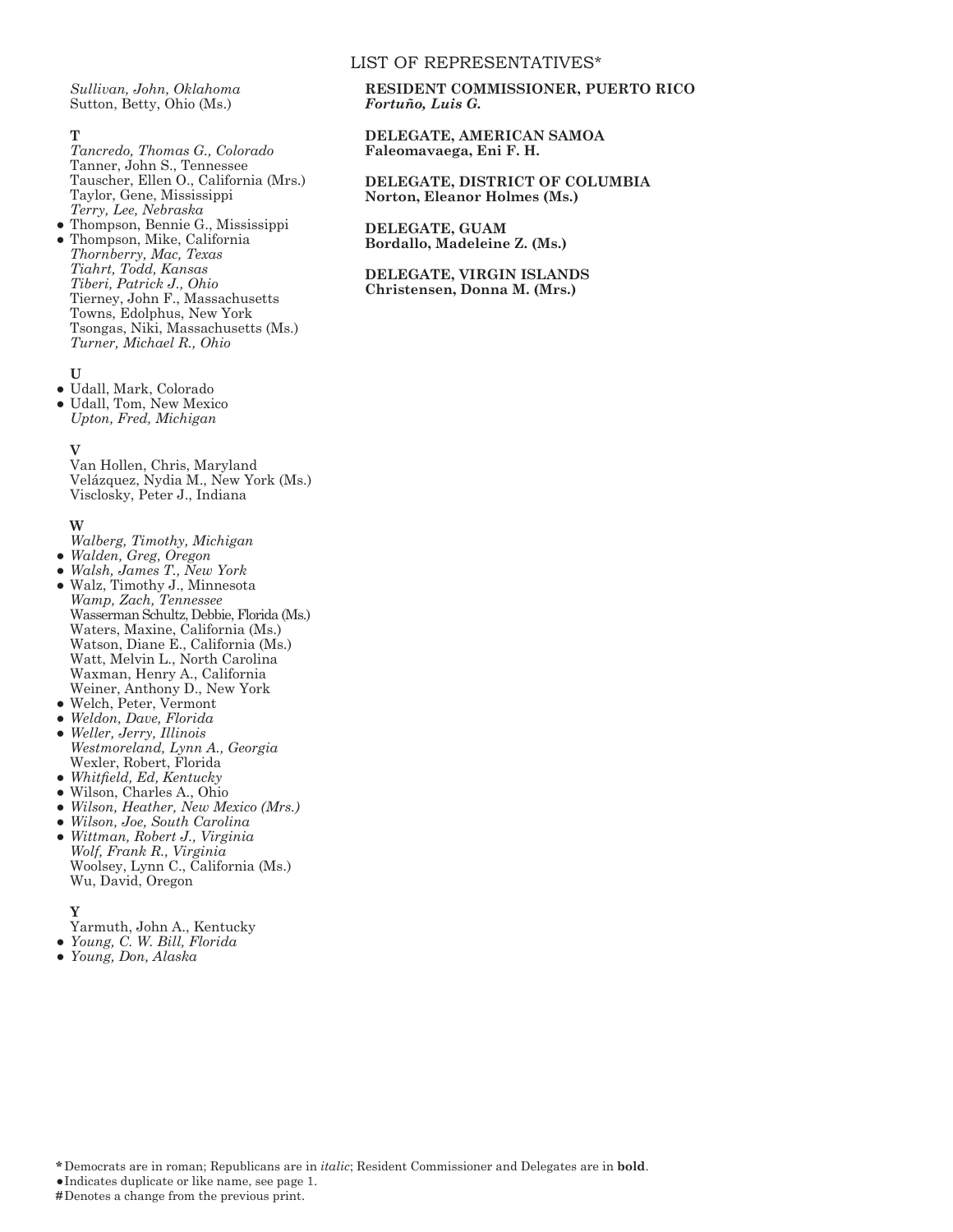## LIST OF REPRESENTATIVES*

*Sullivan, John, Oklahoma*
Sutton, Betty, Ohio (Ms.)

**T**

*Tancredo, Thomas G., Colorado*
Tanner, John S., Tennessee
Tauscher, Ellen O., California (Mrs.)
Taylor, Gene, Mississippi
*Terry, Lee, Nebraska*
● Thompson, Bennie G., Mississippi
● Thompson, Mike, California
*Thornberry, Mac, Texas*
*Tiahrt, Todd, Kansas*
*Tiberi, Patrick J., Ohio*
Tierney, John F., Massachusetts
Towns, Edolphus, New York
Tsongas, Niki, Massachusetts (Ms.)
*Turner, Michael R., Ohio*

**U**

● Udall, Mark, Colorado
● Udall, Tom, New Mexico
*Upton, Fred, Michigan*

**V**

Van Hollen, Chris, Maryland
Velázquez, Nydia M., New York (Ms.)
Visclosky, Peter J., Indiana

**W**

*Walberg, Timothy, Michigan*
● *Walden, Greg, Oregon*
● *Walsh, James T., New York*
● Walz, Timothy J., Minnesota
*Wamp, Zach, Tennessee*
Wasserman Schultz, Debbie, Florida (Ms.)
Waters, Maxine, California (Ms.)
Watson, Diane E., California (Ms.)
Watt, Melvin L., North Carolina
Waxman, Henry A., California
Weiner, Anthony D., New York
● Welch, Peter, Vermont
● *Weldon, Dave, Florida*
● *Weller, Jerry, Illinois*
*Westmoreland, Lynn A., Georgia*
Wexler, Robert, Florida
● *Whitfield, Ed, Kentucky*
● Wilson, Charles A., Ohio
● *Wilson, Heather, New Mexico (Mrs.)*
● *Wilson, Joe, South Carolina*
● *Wittman, Robert J., Virginia*
*Wolf, Frank R., Virginia*
Woolsey, Lynn C., California (Ms.)
Wu, David, Oregon

**Y**

Yarmuth, John A., Kentucky
● *Young, C. W. Bill, Florida*
● *Young, Don, Alaska*

**RESIDENT COMMISSIONER, PUERTO RICO**
***Fortuño, Luis G.***

**DELEGATE, AMERICAN SAMOA**
**Faleomavaega, Eni F. H.**

**DELEGATE, DISTRICT OF COLUMBIA**
**Norton, Eleanor Holmes (Ms.)**

**DELEGATE, GUAM**
**Bordallo, Madeleine Z. (Ms.)**

**DELEGATE, VIRGIN ISLANDS**
**Christensen, Donna M. (Mrs.)**

\* Democrats are in roman; Republicans are in *italic*; Resident Commissioner and Delegates are in **bold**.
● Indicates duplicate or like name, see page 1.
# Denotes a change from the previous print.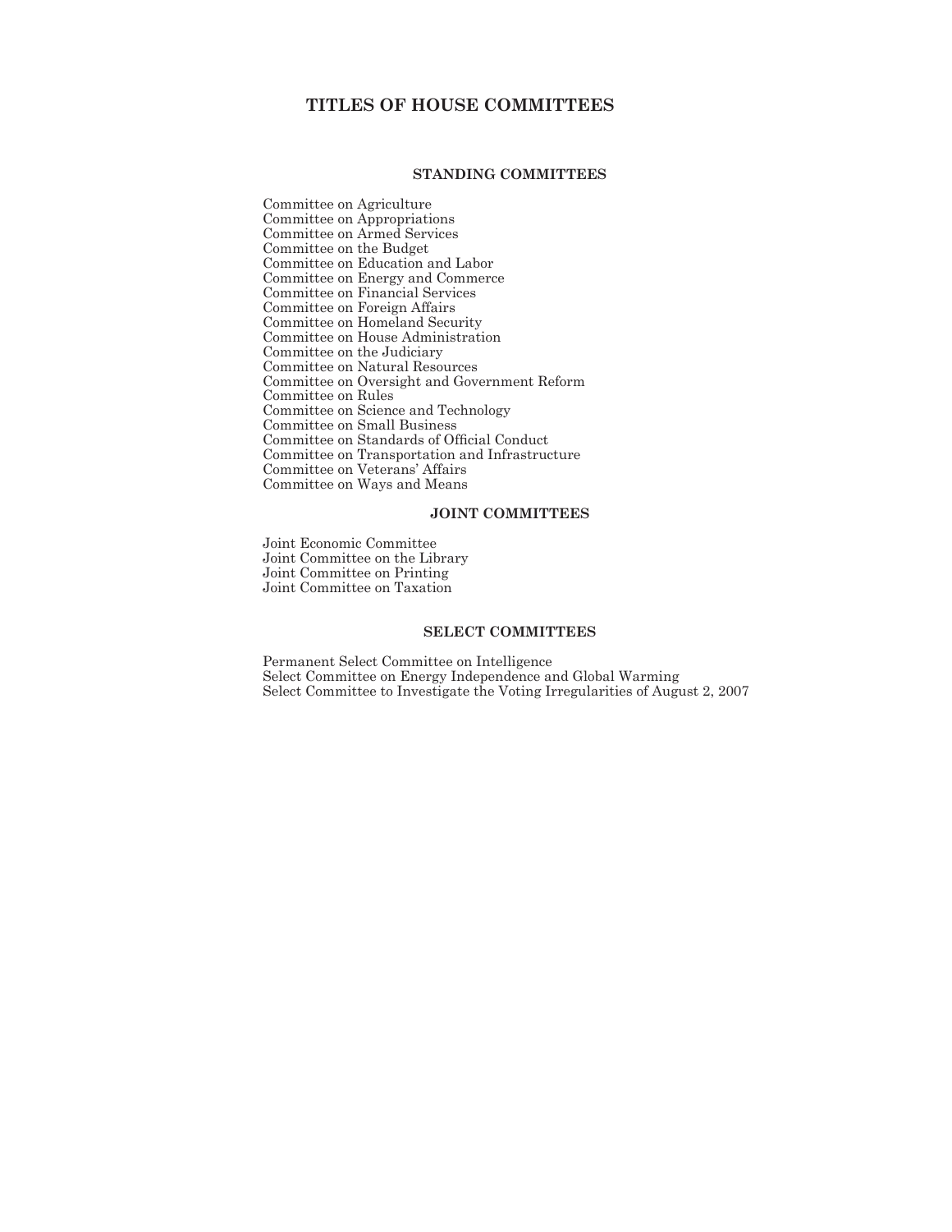# TITLES OF HOUSE COMMITTEES

## STANDING COMMITTEES

Committee on Agriculture
Committee on Appropriations
Committee on Armed Services
Committee on the Budget
Committee on Education and Labor
Committee on Energy and Commerce
Committee on Financial Services
Committee on Foreign Affairs
Committee on Homeland Security
Committee on House Administration
Committee on the Judiciary
Committee on Natural Resources
Committee on Oversight and Government Reform
Committee on Rules
Committee on Science and Technology
Committee on Small Business
Committee on Standards of Official Conduct
Committee on Transportation and Infrastructure
Committee on Veterans' Affairs
Committee on Ways and Means

## JOINT COMMITTEES

Joint Economic Committee
Joint Committee on the Library
Joint Committee on Printing
Joint Committee on Taxation

## SELECT COMMITTEES

Permanent Select Committee on Intelligence
Select Committee on Energy Independence and Global Warming
Select Committee to Investigate the Voting Irregularities of August 2, 2007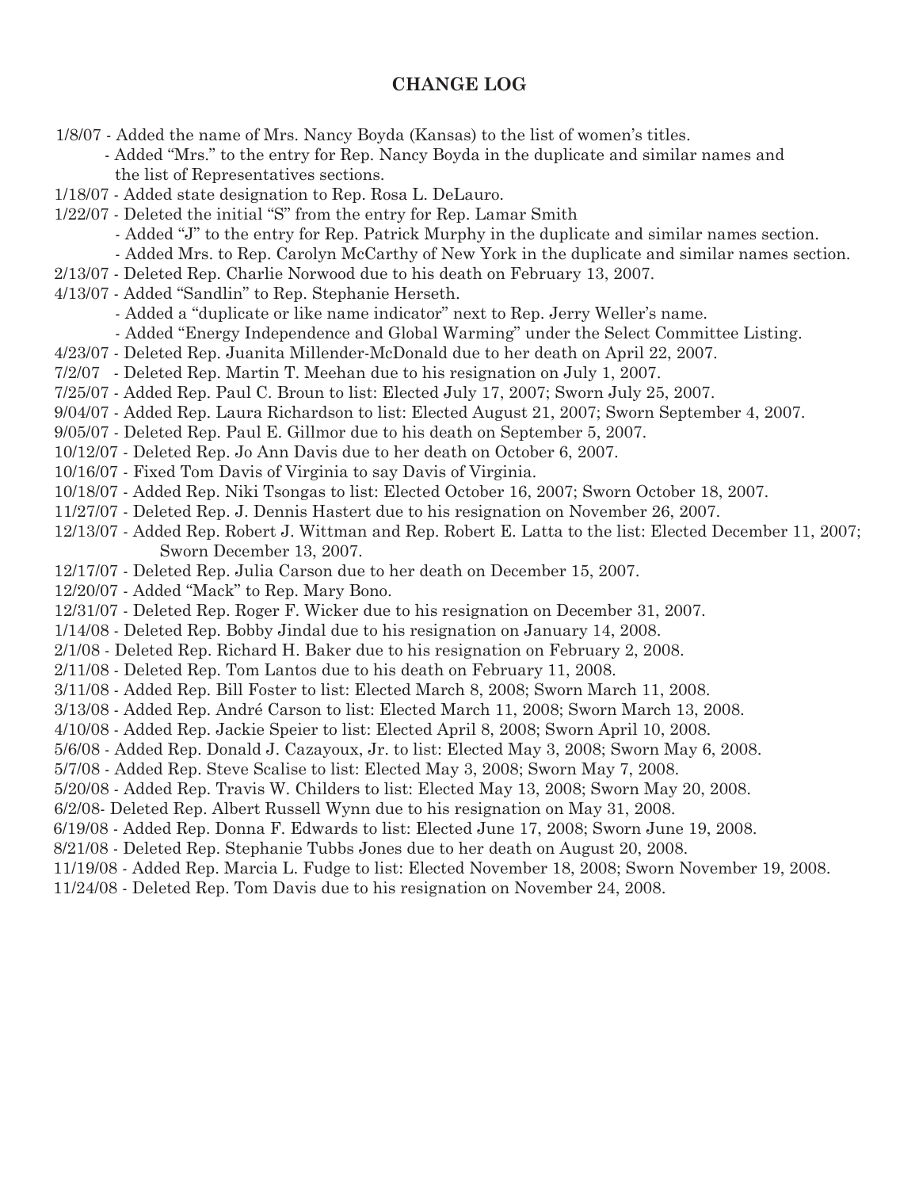## CHANGE LOG

1/8/07 - Added the name of Mrs. Nancy Boyda (Kansas) to the list of women's titles.
- Added "Mrs." to the entry for Rep. Nancy Boyda in the duplicate and similar names and the list of Representatives sections.

1/18/07 - Added state designation to Rep. Rosa L. DeLauro.

1/22/07 - Deleted the initial "S" from the entry for Rep. Lamar Smith
- Added "J" to the entry for Rep. Patrick Murphy in the duplicate and similar names section.
- Added Mrs. to Rep. Carolyn McCarthy of New York in the duplicate and similar names section.

2/13/07 - Deleted Rep. Charlie Norwood due to his death on February 13, 2007.

4/13/07 - Added "Sandlin" to Rep. Stephanie Herseth.
- Added a "duplicate or like name indicator" next to Rep. Jerry Weller's name.
- Added "Energy Independence and Global Warming" under the Select Committee Listing.

4/23/07 - Deleted Rep. Juanita Millender-McDonald due to her death on April 22, 2007.

7/2/07 - Deleted Rep. Martin T. Meehan due to his resignation on July 1, 2007.

7/25/07 - Added Rep. Paul C. Broun to list: Elected July 17, 2007; Sworn July 25, 2007.

9/04/07 - Added Rep. Laura Richardson to list: Elected August 21, 2007; Sworn September 4, 2007.

9/05/07 - Deleted Rep. Paul E. Gillmor due to his death on September 5, 2007.

10/12/07 - Deleted Rep. Jo Ann Davis due to her death on October 6, 2007.

10/16/07 - Fixed Tom Davis of Virginia to say Davis of Virginia.

10/18/07 - Added Rep. Niki Tsongas to list: Elected October 16, 2007; Sworn October 18, 2007.

11/27/07 - Deleted Rep. J. Dennis Hastert due to his resignation on November 26, 2007.

12/13/07 - Added Rep. Robert J. Wittman and Rep. Robert E. Latta to the list: Elected December 11, 2007; Sworn December 13, 2007.

12/17/07 - Deleted Rep. Julia Carson due to her death on December 15, 2007.

12/20/07 - Added "Mack" to Rep. Mary Bono.

12/31/07 - Deleted Rep. Roger F. Wicker due to his resignation on December 31, 2007.

1/14/08 - Deleted Rep. Bobby Jindal due to his resignation on January 14, 2008.

2/1/08 - Deleted Rep. Richard H. Baker due to his resignation on February 2, 2008.

2/11/08 - Deleted Rep. Tom Lantos due to his death on February 11, 2008.

3/11/08 - Added Rep. Bill Foster to list: Elected March 8, 2008; Sworn March 11, 2008.

3/13/08 - Added Rep. André Carson to list: Elected March 11, 2008; Sworn March 13, 2008.

4/10/08 - Added Rep. Jackie Speier to list: Elected April 8, 2008; Sworn April 10, 2008.

5/6/08 - Added Rep. Donald J. Cazayoux, Jr. to list: Elected May 3, 2008; Sworn May 6, 2008.

5/7/08 - Added Rep. Steve Scalise to list: Elected May 3, 2008; Sworn May 7, 2008.

5/20/08 - Added Rep. Travis W. Childers to list: Elected May 13, 2008; Sworn May 20, 2008.

6/2/08- Deleted Rep. Albert Russell Wynn due to his resignation on May 31, 2008.

6/19/08 - Added Rep. Donna F. Edwards to list: Elected June 17, 2008; Sworn June 19, 2008.

8/21/08 - Deleted Rep. Stephanie Tubbs Jones due to her death on August 20, 2008.

11/19/08 - Added Rep. Marcia L. Fudge to list: Elected November 18, 2008; Sworn November 19, 2008.

11/24/08 - Deleted Rep. Tom Davis due to his resignation on November 24, 2008.